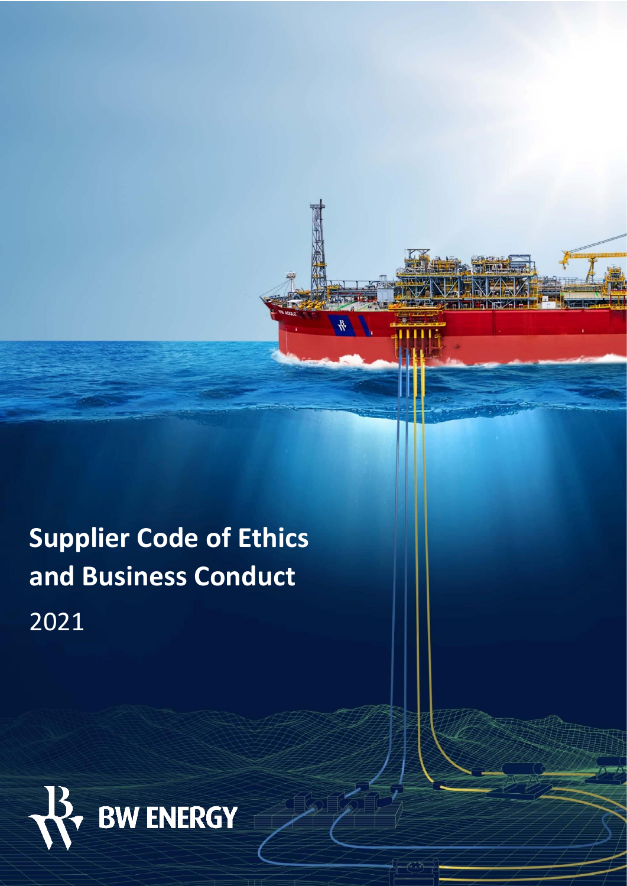# Supplier Code of Ethics and Business Conduct

2021

BW ENERGY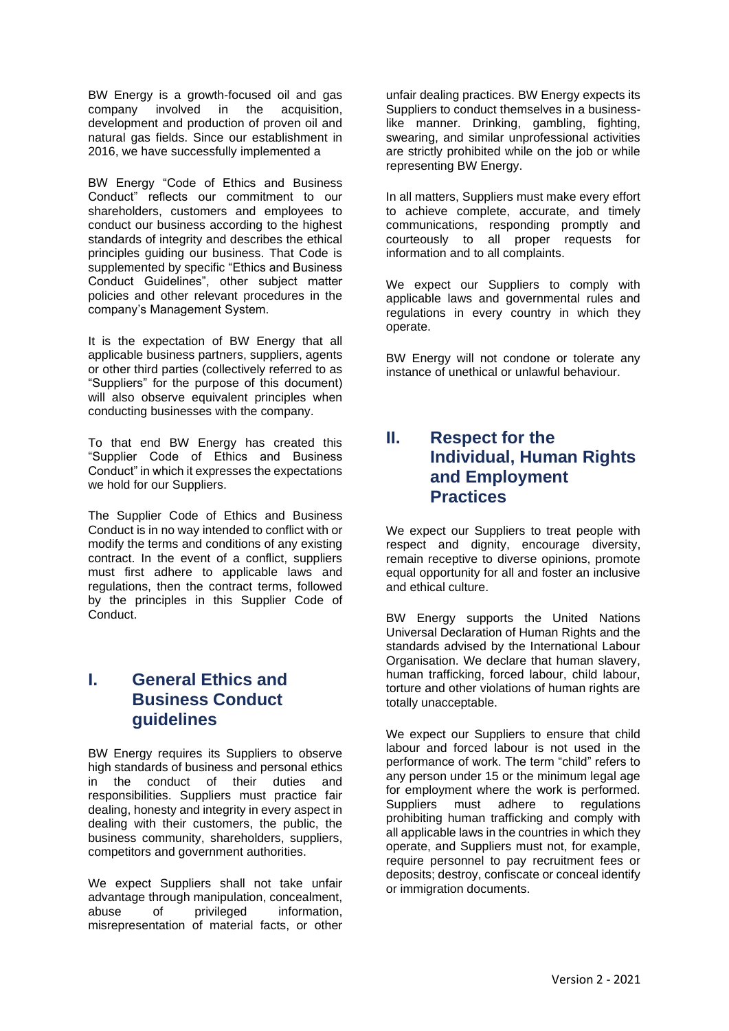BW Energy is a growth-focused oil and gas company involved in the acquisition, development and production of proven oil and natural gas fields. Since our establishment in 2016, we have successfully implemented a

BW Energy "Code of Ethics and Business Conduct" reflects our commitment to our shareholders, customers and employees to conduct our business according to the highest standards of integrity and describes the ethical principles guiding our business. That Code is supplemented by specific "Ethics and Business Conduct Guidelines", other subject matter policies and other relevant procedures in the company's Management System.

It is the expectation of BW Energy that all applicable business partners, suppliers, agents or other third parties (collectively referred to as "Suppliers" for the purpose of this document) will also observe equivalent principles when conducting businesses with the company.

To that end BW Energy has created this "Supplier Code of Ethics and Business Conduct" in which it expresses the expectations we hold for our Suppliers.

The Supplier Code of Ethics and Business Conduct is in no way intended to conflict with or modify the terms and conditions of any existing contract. In the event of a conflict, suppliers must first adhere to applicable laws and regulations, then the contract terms, followed by the principles in this Supplier Code of Conduct.

## I. General Ethics and Business Conduct guidelines

BW Energy requires its Suppliers to observe high standards of business and personal ethics in the conduct of their duties and responsibilities. Suppliers must practice fair dealing, honesty and integrity in every aspect in dealing with their customers, the public, the business community, shareholders, suppliers, competitors and government authorities.

We expect Suppliers shall not take unfair advantage through manipulation, concealment, abuse of privileged information, misrepresentation of material facts, or other unfair dealing practices. BW Energy expects its Suppliers to conduct themselves in a business-like manner. Drinking, gambling, fighting, swearing, and similar unprofessional activities are strictly prohibited while on the job or while representing BW Energy.

In all matters, Suppliers must make every effort to achieve complete, accurate, and timely communications, responding promptly and courteously to all proper requests for information and to all complaints.

We expect our Suppliers to comply with applicable laws and governmental rules and regulations in every country in which they operate.

BW Energy will not condone or tolerate any instance of unethical or unlawful behaviour.

## II. Respect for the Individual, Human Rights and Employment Practices

We expect our Suppliers to treat people with respect and dignity, encourage diversity, remain receptive to diverse opinions, promote equal opportunity for all and foster an inclusive and ethical culture.

BW Energy supports the United Nations Universal Declaration of Human Rights and the standards advised by the International Labour Organisation. We declare that human slavery, human trafficking, forced labour, child labour, torture and other violations of human rights are totally unacceptable.

We expect our Suppliers to ensure that child labour and forced labour is not used in the performance of work. The term "child" refers to any person under 15 or the minimum legal age for employment where the work is performed. Suppliers must adhere to regulations prohibiting human trafficking and comply with all applicable laws in the countries in which they operate, and Suppliers must not, for example, require personnel to pay recruitment fees or deposits; destroy, confiscate or conceal identify or immigration documents.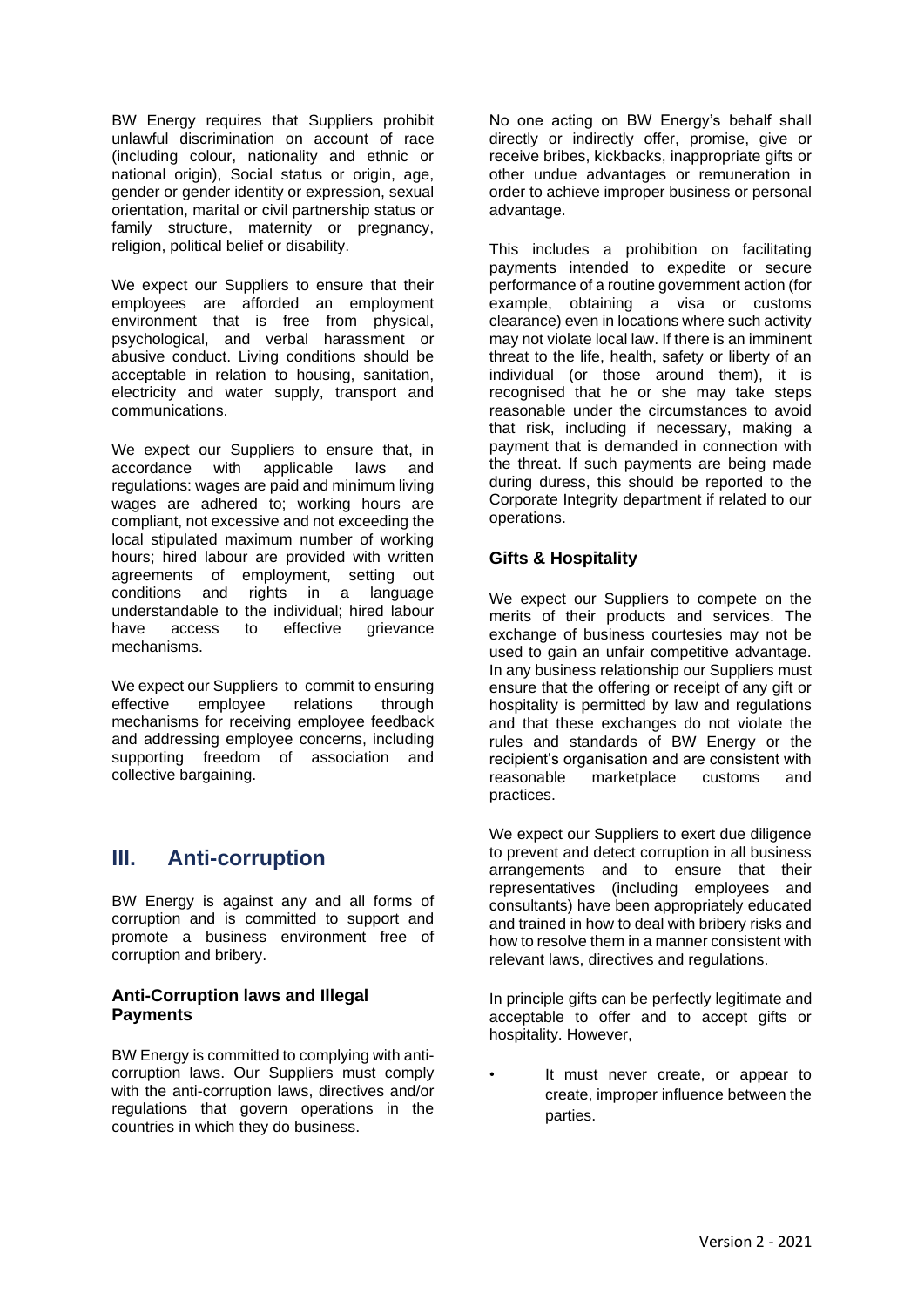BW Energy requires that Suppliers prohibit unlawful discrimination on account of race (including colour, nationality and ethnic or national origin), Social status or origin, age, gender or gender identity or expression, sexual orientation, marital or civil partnership status or family structure, maternity or pregnancy, religion, political belief or disability.

We expect our Suppliers to ensure that their employees are afforded an employment environment that is free from physical, psychological, and verbal harassment or abusive conduct. Living conditions should be acceptable in relation to housing, sanitation, electricity and water supply, transport and communications.

We expect our Suppliers to ensure that, in accordance with applicable laws and regulations: wages are paid and minimum living wages are adhered to; working hours are compliant, not excessive and not exceeding the local stipulated maximum number of working hours; hired labour are provided with written agreements of employment, setting out conditions and rights in a language understandable to the individual; hired labour have access to effective grievance mechanisms.

We expect our Suppliers to commit to ensuring effective employee relations through mechanisms for receiving employee feedback and addressing employee concerns, including supporting freedom of association and collective bargaining.

# III. Anti-corruption

BW Energy is against any and all forms of corruption and is committed to support and promote a business environment free of corruption and bribery.

### Anti-Corruption laws and Illegal Payments

BW Energy is committed to complying with anti-corruption laws. Our Suppliers must comply with the anti-corruption laws, directives and/or regulations that govern operations in the countries in which they do business.

No one acting on BW Energy's behalf shall directly or indirectly offer, promise, give or receive bribes, kickbacks, inappropriate gifts or other undue advantages or remuneration in order to achieve improper business or personal advantage.

This includes a prohibition on facilitating payments intended to expedite or secure performance of a routine government action (for example, obtaining a visa or customs clearance) even in locations where such activity may not violate local law. If there is an imminent threat to the life, health, safety or liberty of an individual (or those around them), it is recognised that he or she may take steps reasonable under the circumstances to avoid that risk, including if necessary, making a payment that is demanded in connection with the threat. If such payments are being made during duress, this should be reported to the Corporate Integrity department if related to our operations.

### Gifts & Hospitality

We expect our Suppliers to compete on the merits of their products and services. The exchange of business courtesies may not be used to gain an unfair competitive advantage. In any business relationship our Suppliers must ensure that the offering or receipt of any gift or hospitality is permitted by law and regulations and that these exchanges do not violate the rules and standards of BW Energy or the recipient's organisation and are consistent with reasonable marketplace customs and practices.

We expect our Suppliers to exert due diligence to prevent and detect corruption in all business arrangements and to ensure that their representatives (including employees and consultants) have been appropriately educated and trained in how to deal with bribery risks and how to resolve them in a manner consistent with relevant laws, directives and regulations.

In principle gifts can be perfectly legitimate and acceptable to offer and to accept gifts or hospitality. However,

- It must never create, or appear to create, improper influence between the parties.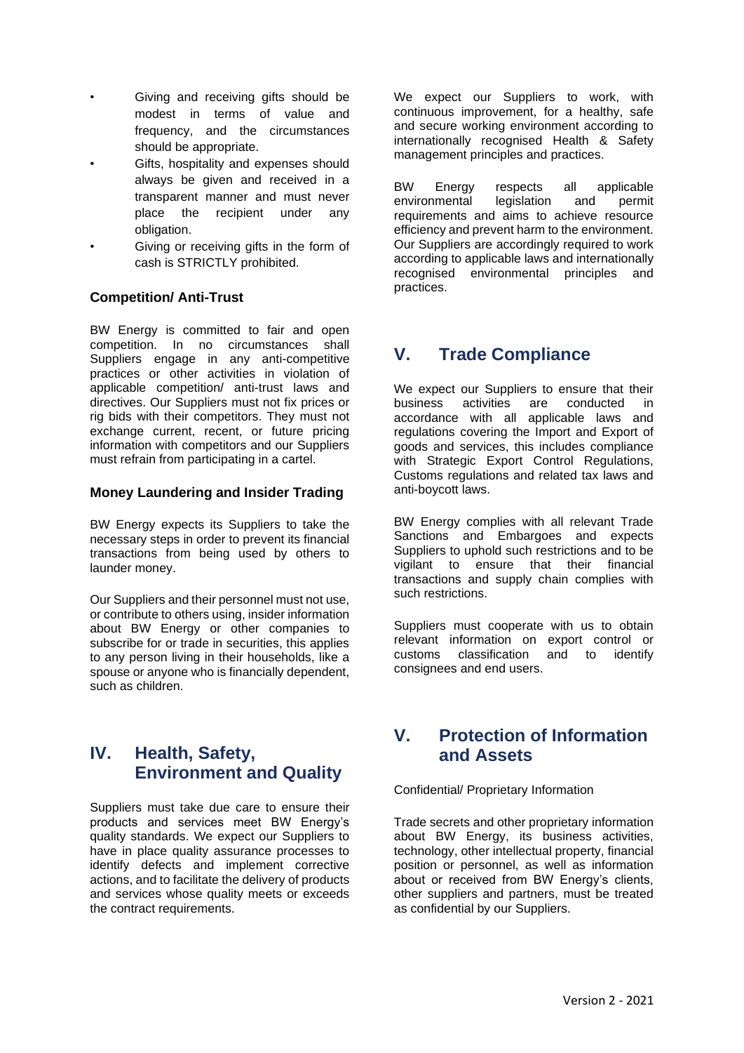- Giving and receiving gifts should be modest in terms of value and frequency, and the circumstances should be appropriate.
- Gifts, hospitality and expenses should always be given and received in a transparent manner and must never place the recipient under any obligation.
- Giving or receiving gifts in the form of cash is STRICTLY prohibited.

### Competition/ Anti-Trust

BW Energy is committed to fair and open competition. In no circumstances shall Suppliers engage in any anti-competitive practices or other activities in violation of applicable competition/ anti-trust laws and directives. Our Suppliers must not fix prices or rig bids with their competitors. They must not exchange current, recent, or future pricing information with competitors and our Suppliers must refrain from participating in a cartel.

### Money Laundering and Insider Trading

BW Energy expects its Suppliers to take the necessary steps in order to prevent its financial transactions from being used by others to launder money.

Our Suppliers and their personnel must not use, or contribute to others using, insider information about BW Energy or other companies to subscribe for or trade in securities, this applies to any person living in their households, like a spouse or anyone who is financially dependent, such as children.

## IV. Health, Safety, Environment and Quality

Suppliers must take due care to ensure their products and services meet BW Energy's quality standards. We expect our Suppliers to have in place quality assurance processes to identify defects and implement corrective actions, and to facilitate the delivery of products and services whose quality meets or exceeds the contract requirements.

We expect our Suppliers to work, with continuous improvement, for a healthy, safe and secure working environment according to internationally recognised Health & Safety management principles and practices.

BW Energy respects all applicable environmental legislation and permit requirements and aims to achieve resource efficiency and prevent harm to the environment. Our Suppliers are accordingly required to work according to applicable laws and internationally recognised environmental principles and practices.

## V. Trade Compliance

We expect our Suppliers to ensure that their business activities are conducted in accordance with all applicable laws and regulations covering the Import and Export of goods and services, this includes compliance with Strategic Export Control Regulations, Customs regulations and related tax laws and anti-boycott laws.

BW Energy complies with all relevant Trade Sanctions and Embargoes and expects Suppliers to uphold such restrictions and to be vigilant to ensure that their financial transactions and supply chain complies with such restrictions.

Suppliers must cooperate with us to obtain relevant information on export control or customs classification and to identify consignees and end users.

## V. Protection of Information and Assets

Confidential/ Proprietary Information

Trade secrets and other proprietary information about BW Energy, its business activities, technology, other intellectual property, financial position or personnel, as well as information about or received from BW Energy's clients, other suppliers and partners, must be treated as confidential by our Suppliers.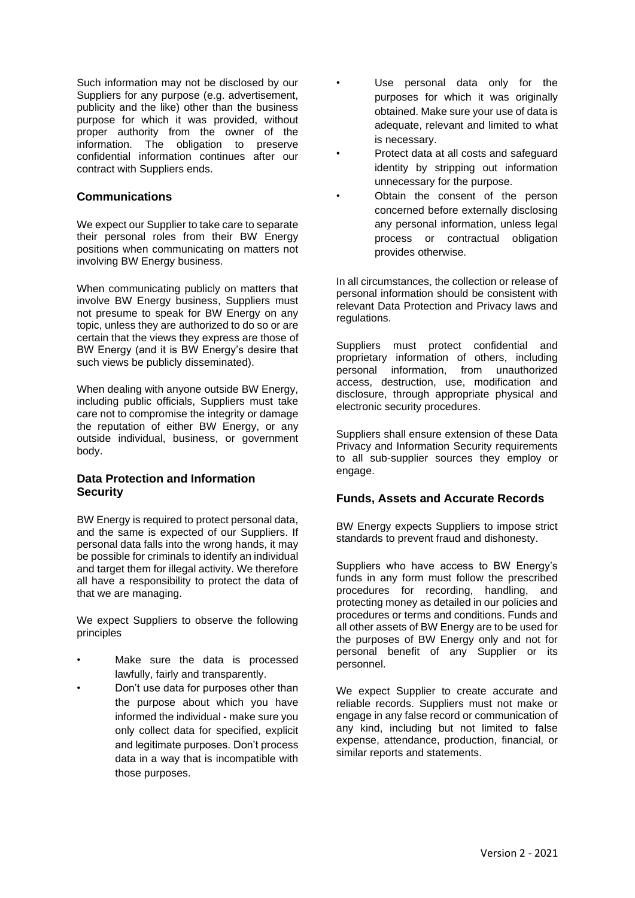Such information may not be disclosed by our Suppliers for any purpose (e.g. advertisement, publicity and the like) other than the business purpose for which it was provided, without proper authority from the owner of the information. The obligation to preserve confidential information continues after our contract with Suppliers ends.

### Communications

We expect our Supplier to take care to separate their personal roles from their BW Energy positions when communicating on matters not involving BW Energy business.

When communicating publicly on matters that involve BW Energy business, Suppliers must not presume to speak for BW Energy on any topic, unless they are authorized to do so or are certain that the views they express are those of BW Energy (and it is BW Energy's desire that such views be publicly disseminated).

When dealing with anyone outside BW Energy, including public officials, Suppliers must take care not to compromise the integrity or damage the reputation of either BW Energy, or any outside individual, business, or government body.

### Data Protection and Information Security

BW Energy is required to protect personal data, and the same is expected of our Suppliers. If personal data falls into the wrong hands, it may be possible for criminals to identify an individual and target them for illegal activity. We therefore all have a responsibility to protect the data of that we are managing.

We expect Suppliers to observe the following principles

- Make sure the data is processed lawfully, fairly and transparently.
- Don't use data for purposes other than the purpose about which you have informed the individual - make sure you only collect data for specified, explicit and legitimate purposes. Don't process data in a way that is incompatible with those purposes.
- Use personal data only for the purposes for which it was originally obtained. Make sure your use of data is adequate, relevant and limited to what is necessary.
- Protect data at all costs and safeguard identity by stripping out information unnecessary for the purpose.
- Obtain the consent of the person concerned before externally disclosing any personal information, unless legal process or contractual obligation provides otherwise.

In all circumstances, the collection or release of personal information should be consistent with relevant Data Protection and Privacy laws and regulations.

Suppliers must protect confidential and proprietary information of others, including personal information, from unauthorized access, destruction, use, modification and disclosure, through appropriate physical and electronic security procedures.

Suppliers shall ensure extension of these Data Privacy and Information Security requirements to all sub-supplier sources they employ or engage.

### Funds, Assets and Accurate Records

BW Energy expects Suppliers to impose strict standards to prevent fraud and dishonesty.

Suppliers who have access to BW Energy's funds in any form must follow the prescribed procedures for recording, handling, and protecting money as detailed in our policies and procedures or terms and conditions. Funds and all other assets of BW Energy are to be used for the purposes of BW Energy only and not for personal benefit of any Supplier or its personnel.

We expect Supplier to create accurate and reliable records. Suppliers must not make or engage in any false record or communication of any kind, including but not limited to false expense, attendance, production, financial, or similar reports and statements.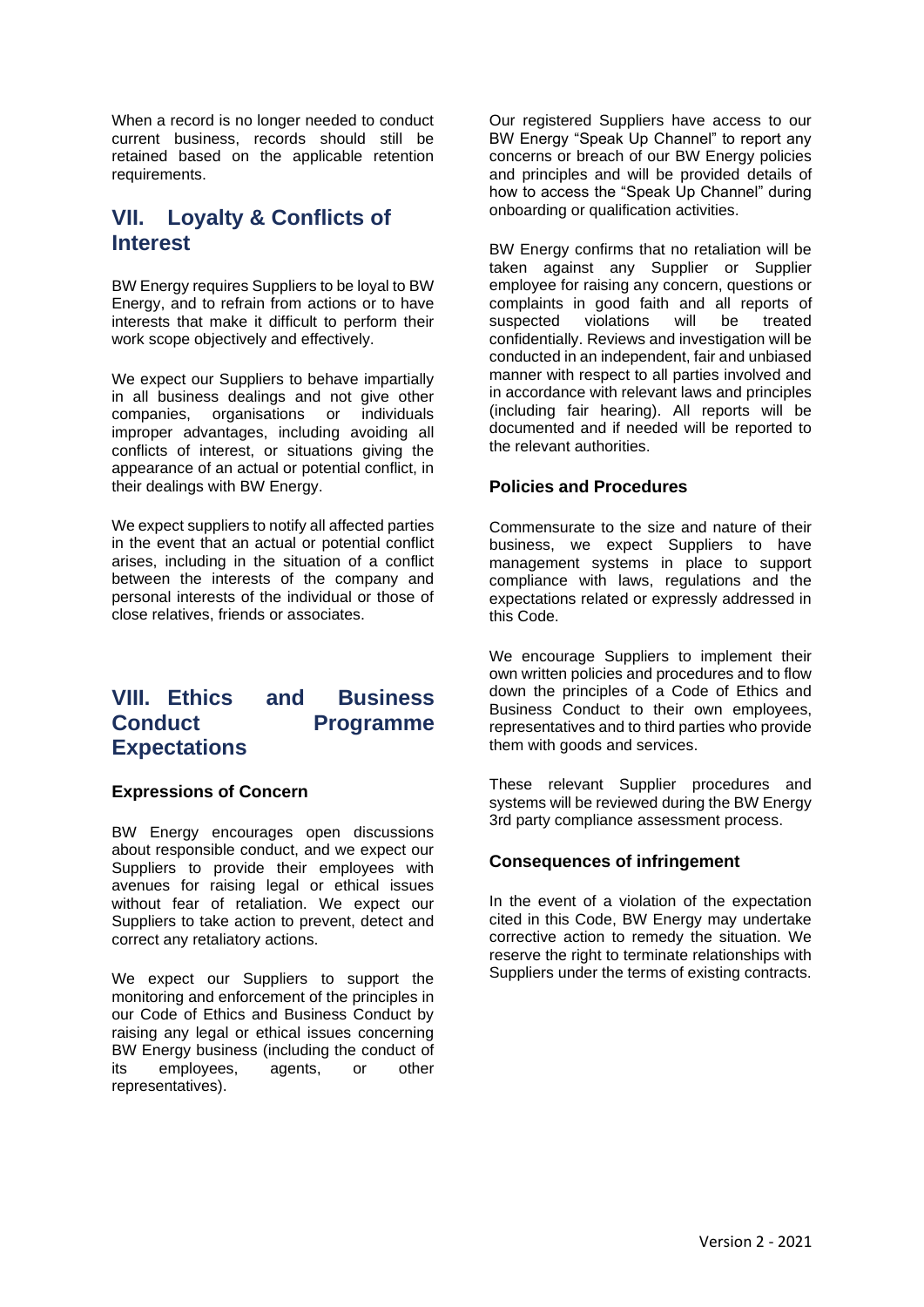When a record is no longer needed to conduct current business, records should still be retained based on the applicable retention requirements.

## VII. Loyalty & Conflicts of Interest

BW Energy requires Suppliers to be loyal to BW Energy, and to refrain from actions or to have interests that make it difficult to perform their work scope objectively and effectively.

We expect our Suppliers to behave impartially in all business dealings and not give other companies, organisations or individuals improper advantages, including avoiding all conflicts of interest, or situations giving the appearance of an actual or potential conflict, in their dealings with BW Energy.

We expect suppliers to notify all affected parties in the event that an actual or potential conflict arises, including in the situation of a conflict between the interests of the company and personal interests of the individual or those of close relatives, friends or associates.

## VIII. Ethics and Business Conduct Programme Expectations

### Expressions of Concern

BW Energy encourages open discussions about responsible conduct, and we expect our Suppliers to provide their employees with avenues for raising legal or ethical issues without fear of retaliation. We expect our Suppliers to take action to prevent, detect and correct any retaliatory actions.

We expect our Suppliers to support the monitoring and enforcement of the principles in our Code of Ethics and Business Conduct by raising any legal or ethical issues concerning BW Energy business (including the conduct of its employees, agents, or other representatives).

Our registered Suppliers have access to our BW Energy "Speak Up Channel" to report any concerns or breach of our BW Energy policies and principles and will be provided details of how to access the "Speak Up Channel" during onboarding or qualification activities.

BW Energy confirms that no retaliation will be taken against any Supplier or Supplier employee for raising any concern, questions or complaints in good faith and all reports of suspected violations will be treated confidentially. Reviews and investigation will be conducted in an independent, fair and unbiased manner with respect to all parties involved and in accordance with relevant laws and principles (including fair hearing). All reports will be documented and if needed will be reported to the relevant authorities.

### Policies and Procedures

Commensurate to the size and nature of their business, we expect Suppliers to have management systems in place to support compliance with laws, regulations and the expectations related or expressly addressed in this Code.

We encourage Suppliers to implement their own written policies and procedures and to flow down the principles of a Code of Ethics and Business Conduct to their own employees, representatives and to third parties who provide them with goods and services.

These relevant Supplier procedures and systems will be reviewed during the BW Energy 3rd party compliance assessment process.

### Consequences of infringement

In the event of a violation of the expectation cited in this Code, BW Energy may undertake corrective action to remedy the situation. We reserve the right to terminate relationships with Suppliers under the terms of existing contracts.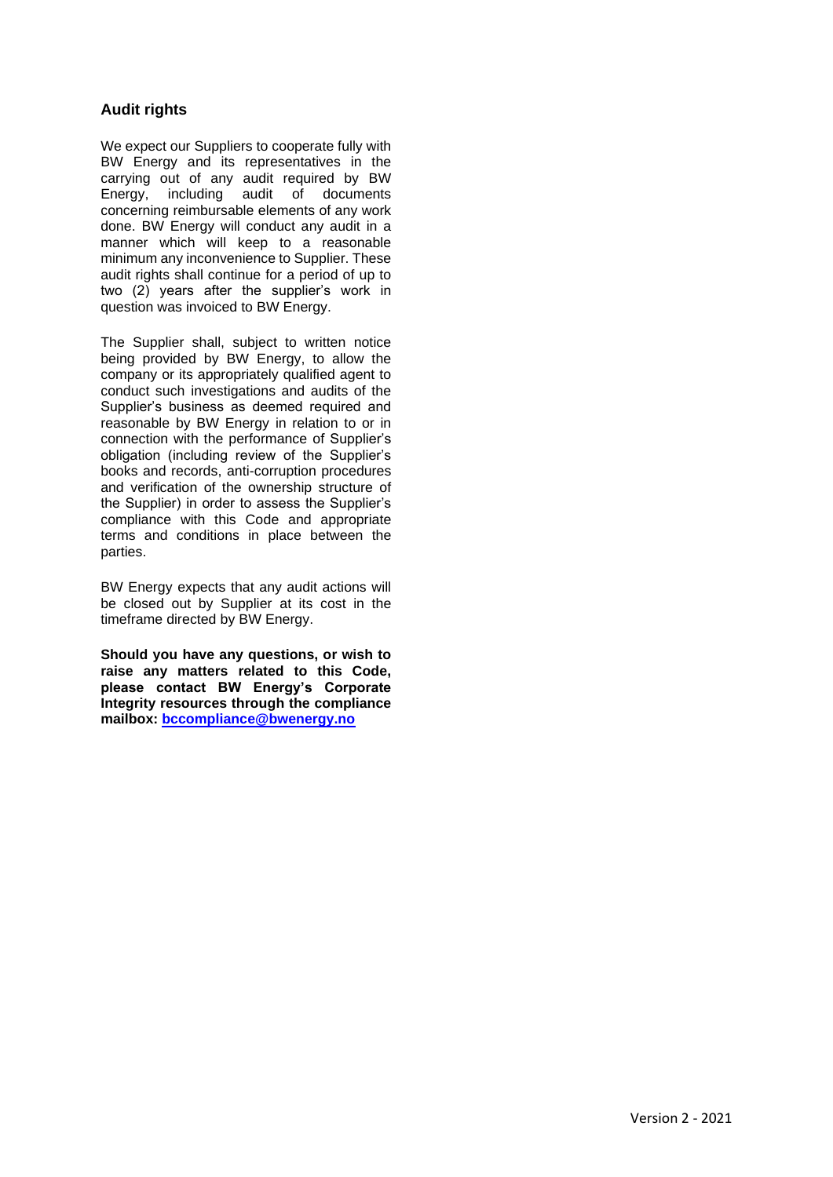### Audit rights

We expect our Suppliers to cooperate fully with BW Energy and its representatives in the carrying out of any audit required by BW Energy, including audit of documents concerning reimbursable elements of any work done. BW Energy will conduct any audit in a manner which will keep to a reasonable minimum any inconvenience to Supplier. These audit rights shall continue for a period of up to two (2) years after the supplier's work in question was invoiced to BW Energy.

The Supplier shall, subject to written notice being provided by BW Energy, to allow the company or its appropriately qualified agent to conduct such investigations and audits of the Supplier's business as deemed required and reasonable by BW Energy in relation to or in connection with the performance of Supplier's obligation (including review of the Supplier's books and records, anti-corruption procedures and verification of the ownership structure of the Supplier) in order to assess the Supplier's compliance with this Code and appropriate terms and conditions in place between the parties.

BW Energy expects that any audit actions will be closed out by Supplier at its cost in the timeframe directed by BW Energy.

**Should you have any questions, or wish to raise any matters related to this Code, please contact BW Energy's Corporate Integrity resources through the compliance mailbox: bccompliance@bwenergy.no**

Version 2 - 2021